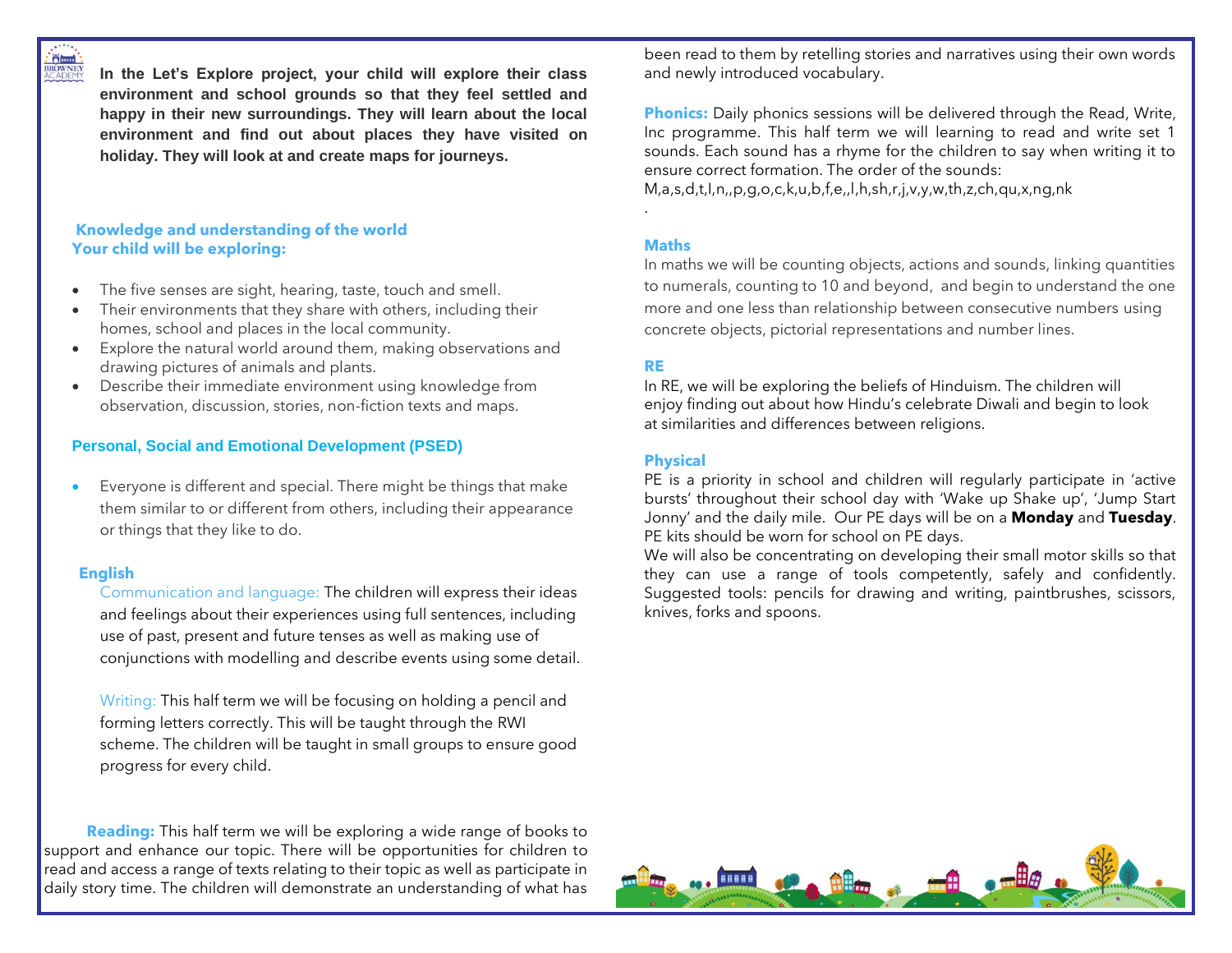**In the Let's Explore project, your child will explore their class environment and school grounds so that they feel settled and happy in their new surroundings. They will learn about the local environment and find out about places they have visited on holiday. They will look at and create maps for journeys.**

## Knowledge and understanding of the world
## Your child will be exploring:

- The five senses are sight, hearing, taste, touch and smell.
- Their environments that they share with others, including their homes, school and places in the local community.
- Explore the natural world around them, making observations and drawing pictures of animals and plants.
- Describe their immediate environment using knowledge from observation, discussion, stories, non-fiction texts and maps.

## Personal, Social and Emotional Development (PSED)

- Everyone is different and special. There might be things that make them similar to or different from others, including their appearance or things that they like to do.

## English

Communication and language: The children will express their ideas and feelings about their experiences using full sentences, including use of past, present and future tenses as well as making use of conjunctions with modelling and describe events using some detail.

Writing: This half term we will be focusing on holding a pencil and forming letters correctly. This will be taught through the RWI scheme. The children will be taught in small groups to ensure good progress for every child.

**Reading:** This half term we will be exploring a wide range of books to support and enhance our topic. There will be opportunities for children to read and access a range of texts relating to their topic as well as participate in daily story time. The children will demonstrate an understanding of what has been read to them by retelling stories and narratives using their own words and newly introduced vocabulary.

**Phonics:** Daily phonics sessions will be delivered through the Read, Write, Inc programme. This half term we will learning to read and write set 1 sounds. Each sound has a rhyme for the children to say when writing it to ensure correct formation. The order of the sounds:
M,a,s,d,t,I,n,,p,g,o,c,k,u,b,f,e,,l,h,sh,r,j,v,y,w,th,z,ch,qu,x,ng,nk
.

## Maths

In maths we will be counting objects, actions and sounds, linking quantities to numerals, counting to 10 and beyond, and begin to understand the one more and one less than relationship between consecutive numbers using concrete objects, pictorial representations and number lines.

## RE

In RE, we will be exploring the beliefs of Hinduism. The children will enjoy finding out about how Hindu's celebrate Diwali and begin to look at similarities and differences between religions.

## Physical

PE is a priority in school and children will regularly participate in 'active bursts' throughout their school day with 'Wake up Shake up', 'Jump Start Jonny' and the daily mile. Our PE days will be on a **Monday** and **Tuesday**. PE kits should be worn for school on PE days.
We will also be concentrating on developing their small motor skills so that they can use a range of tools competently, safely and confidently. Suggested tools: pencils for drawing and writing, paintbrushes, scissors, knives, forks and spoons.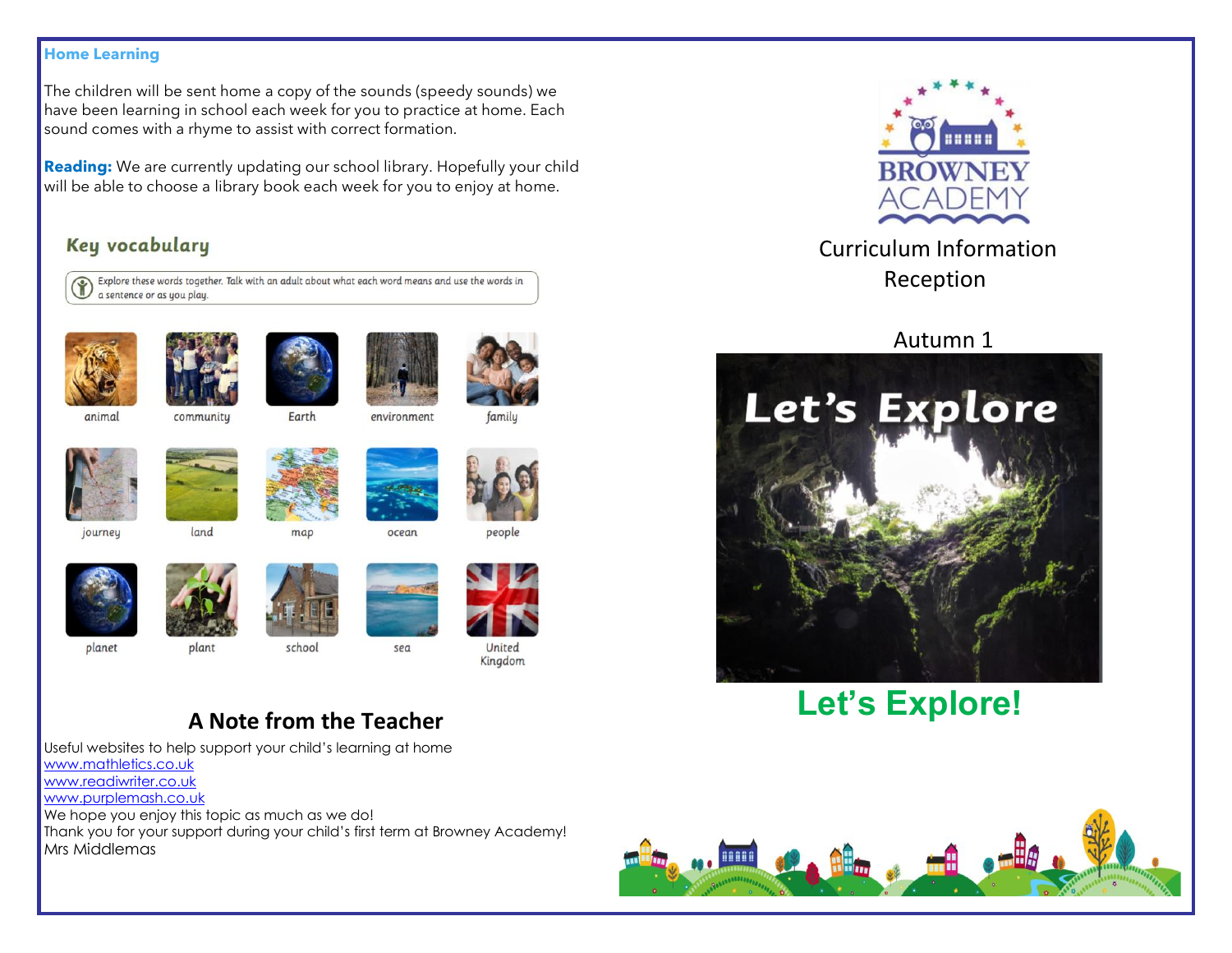## Home Learning

The children will be sent home a copy of the sounds (speedy sounds) we have been learning in school each week for you to practice at home. Each sound comes with a rhyme to assist with correct formation.

**Reading:** We are currently updating our school library. Hopefully your child will be able to choose a library book each week for you to enjoy at home.

### Key vocabulary

Explore these words together. Talk with an adult about what each word means and use the words in a sentence or as you play.

| | | | | |
|---|---|---|---|---|
| animal | community | Earth | environment | family |
| journey | land | map | ocean | people |
| planet | plant | school | sea | United Kingdom |

## A Note from the Teacher

Useful websites to help support your child's learning at home
www.mathletics.co.uk
www.readiwriter.co.uk
www.purplemash.co.uk
We hope you enjoy this topic as much as we do!
Thank you for your support during your child's first term at Browney Academy!
Mrs Middlemas

BROWNEY ACADEMY

Curriculum Information
Reception

Autumn 1

Let's Explore

# Let's Explore!